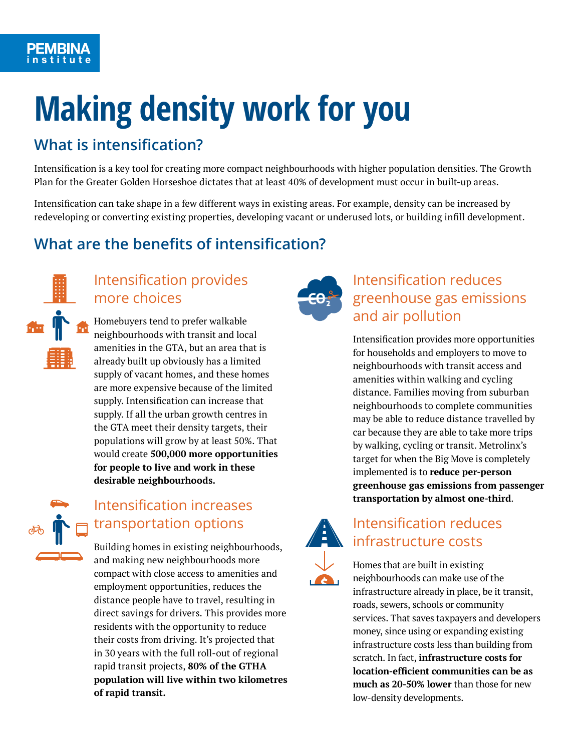PEMBINA institute

# Making density work for you

## What is intensification?

Intensification is a key tool for creating more compact neighbourhoods with higher population densities. The Growth Plan for the Greater Golden Horseshoe dictates that at least 40% of development must occur in built-up areas.

Intensification can take shape in a few different ways in existing areas. For example, density can be increased by redeveloping or converting existing properties, developing vacant or underused lots, or building infill development.

## What are the benefits of intensification?

### Intensification provides more choices

Homebuyers tend to prefer walkable neighbourhoods with transit and local amenities in the GTA, but an area that is already built up obviously has a limited supply of vacant homes, and these homes are more expensive because of the limited supply. Intensification can increase that supply. If all the urban growth centres in the GTA meet their density targets, their populations will grow by at least 50%. That would create **500,000 more opportunities for people to live and work in these desirable neighbourhoods.**

### Intensification increases transportation options

Building homes in existing neighbourhoods, and making new neighbourhoods more compact with close access to amenities and employment opportunities, reduces the distance people have to travel, resulting in direct savings for drivers. This provides more residents with the opportunity to reduce their costs from driving. It's projected that in 30 years with the full roll-out of regional rapid transit projects, **80% of the GTHA population will live within two kilometres of rapid transit.**

### Intensification reduces greenhouse gas emissions and air pollution

Intensification provides more opportunities for households and employers to move to neighbourhoods with transit access and amenities within walking and cycling distance. Families moving from suburban neighbourhoods to complete communities may be able to reduce distance travelled by car because they are able to take more trips by walking, cycling or transit. Metrolinx's target for when the Big Move is completely implemented is to **reduce per-person greenhouse gas emissions from passenger transportation by almost one-third**.

### Intensification reduces infrastructure costs

Homes that are built in existing neighbourhoods can make use of the infrastructure already in place, be it transit, roads, sewers, schools or community services. That saves taxpayers and developers money, since using or expanding existing infrastructure costs less than building from scratch. In fact, **infrastructure costs for location-efficient communities can be as much as 20-50% lower** than those for new low-density developments.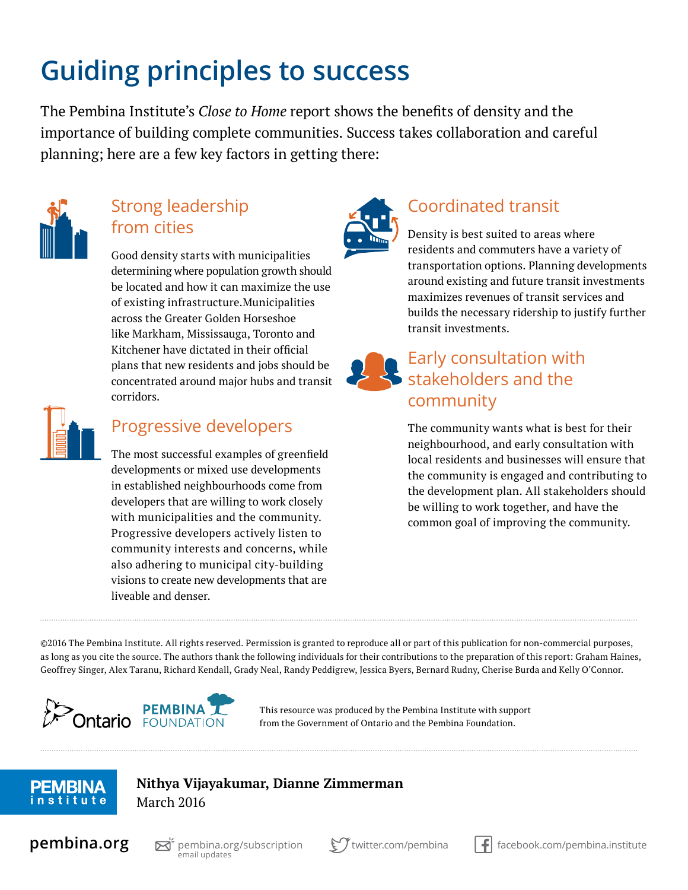# Guiding principles to success

The Pembina Institute's *Close to Home* report shows the benefits of density and the importance of building complete communities. Success takes collaboration and careful planning; here are a few key factors in getting there:

## Strong leadership from cities

Good density starts with municipalities determining where population growth should be located and how it can maximize the use of existing infrastructure.Municipalities across the Greater Golden Horseshoe like Markham, Mississauga, Toronto and Kitchener have dictated in their official plans that new residents and jobs should be concentrated around major hubs and transit corridors.

## Progressive developers

The most successful examples of greenfield developments or mixed use developments in established neighbourhoods come from developers that are willing to work closely with municipalities and the community. Progressive developers actively listen to community interests and concerns, while also adhering to municipal city-building visions to create new developments that are liveable and denser.

## Coordinated transit

Density is best suited to areas where residents and commuters have a variety of transportation options. Planning developments around existing and future transit investments maximizes revenues of transit services and builds the necessary ridership to justify further transit investments.

## Early consultation with stakeholders and the community

The community wants what is best for their neighbourhood, and early consultation with local residents and businesses will ensure that the community is engaged and contributing to the development plan. All stakeholders should be willing to work together, and have the common goal of improving the community.

---

©2016 The Pembina Institute. All rights reserved. Permission is granted to reproduce all or part of this publication for non-commercial purposes, as long as you cite the source. The authors thank the following individuals for their contributions to the preparation of this report: Graham Haines, Geoffrey Singer, Alex Taranu, Richard Kendall, Grady Neal, Randy Peddigrew, Jessica Byers, Bernard Rudny, Cherise Burda and Kelly O'Connor.

Ontario PEMBINA FOUNDATION

This resource was produced by the Pembina Institute with support from the Government of Ontario and the Pembina Foundation.

---

PEMBINA institute

**Nithya Vijayakumar, Dianne Zimmerman**
March 2016

**pembina.org** pembina.org/subscription email updates twitter.com/pembina facebook.com/pembina.institute